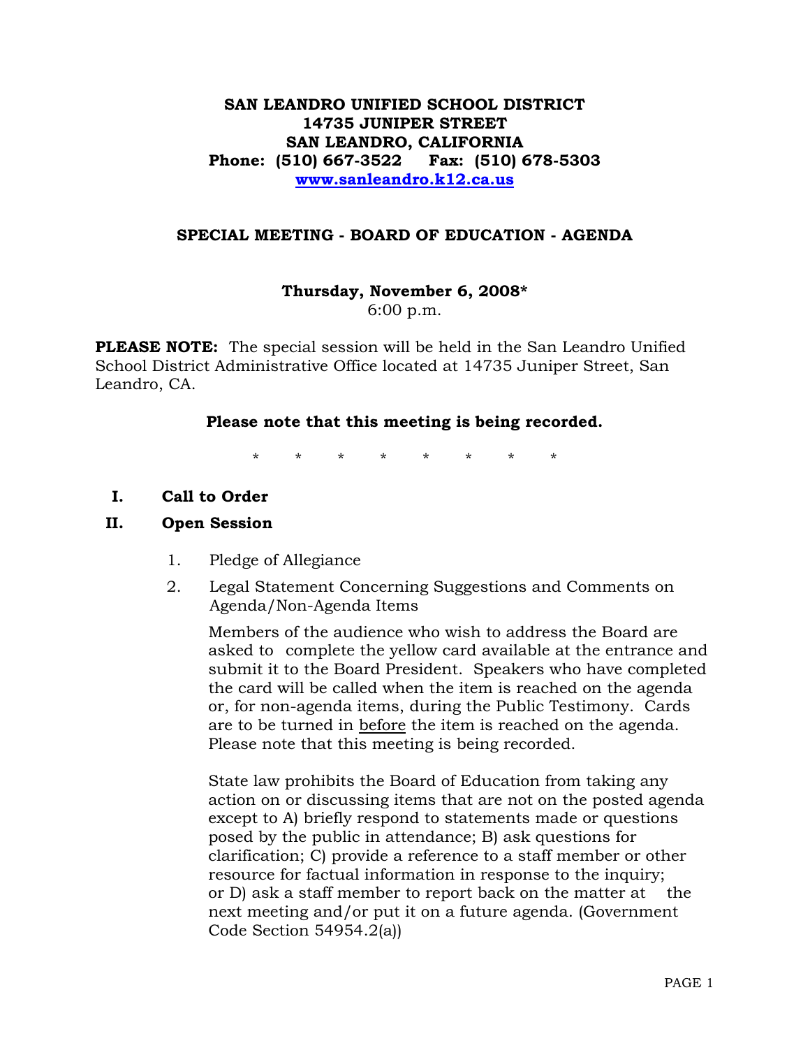**SAN LEANDRO UNIFIED SCHOOL DISTRICT**
**14735 JUNIPER STREET**
**SAN LEANDRO, CALIFORNIA**
**Phone: (510) 667-3522 Fax: (510) 678-5303**
**www.sanleandro.k12.ca.us**

## SPECIAL MEETING - BOARD OF EDUCATION - AGENDA

**Thursday, November 6, 2008***
6:00 p.m.

**PLEASE NOTE:** The special session will be held in the San Leandro Unified School District Administrative Office located at 14735 Juniper Street, San Leandro, CA.

**Please note that this meeting is being recorded.**

\* \* \* \* \* \* \* \*

**I. Call to Order**

**II. Open Session**

1. Pledge of Allegiance

2. Legal Statement Concerning Suggestions and Comments on Agenda/Non-Agenda Items

   Members of the audience who wish to address the Board are asked to complete the yellow card available at the entrance and submit it to the Board President. Speakers who have completed the card will be called when the item is reached on the agenda or, for non-agenda items, during the Public Testimony. Cards are to be turned in <u>before</u> the item is reached on the agenda. Please note that this meeting is being recorded.

   State law prohibits the Board of Education from taking any action on or discussing items that are not on the posted agenda except to A) briefly respond to statements made or questions posed by the public in attendance; B) ask questions for clarification; C) provide a reference to a staff member or other resource for factual information in response to the inquiry; or D) ask a staff member to report back on the matter at the next meeting and/or put it on a future agenda. (Government Code Section 54954.2(a))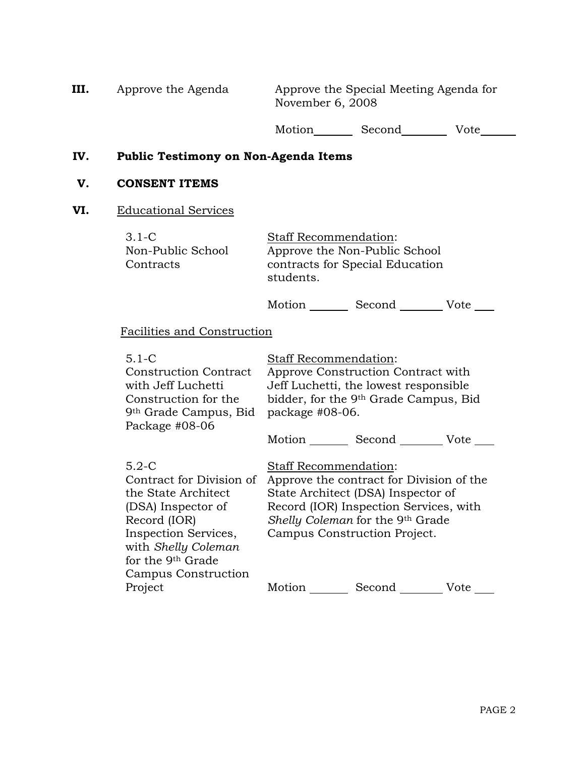**III.** Approve the Agenda

Approve the Special Meeting Agenda for November 6, 2008

Motion_______ Second________ Vote______

## IV. Public Testimony on Non-Agenda Items

## V. CONSENT ITEMS

## VI. Educational Services

**3.1-C Non-Public School Contracts**

Staff Recommendation:
Approve the Non-Public School contracts for Special Education students.

Motion _______ Second _______ Vote ___

### Facilities and Construction

**5.1-C Construction Contract with Jeff Luchetti Construction for the 9th Grade Campus, Bid Package #08-06**

Staff Recommendation:
Approve Construction Contract with Jeff Luchetti, the lowest responsible bidder, for the 9th Grade Campus, Bid package #08-06.

Motion _______ Second _______ Vote ___

**5.2-C Contract for Division of the State Architect (DSA) Inspector of Record (IOR) Inspection Services, with *Shelly Coleman* for the 9th Grade Campus Construction Project**

Staff Recommendation:
Approve the contract for Division of the State Architect (DSA) Inspector of Record (IOR) Inspection Services, with *Shelly Coleman* for the 9th Grade Campus Construction Project.

Motion _______ Second _______ Vote ___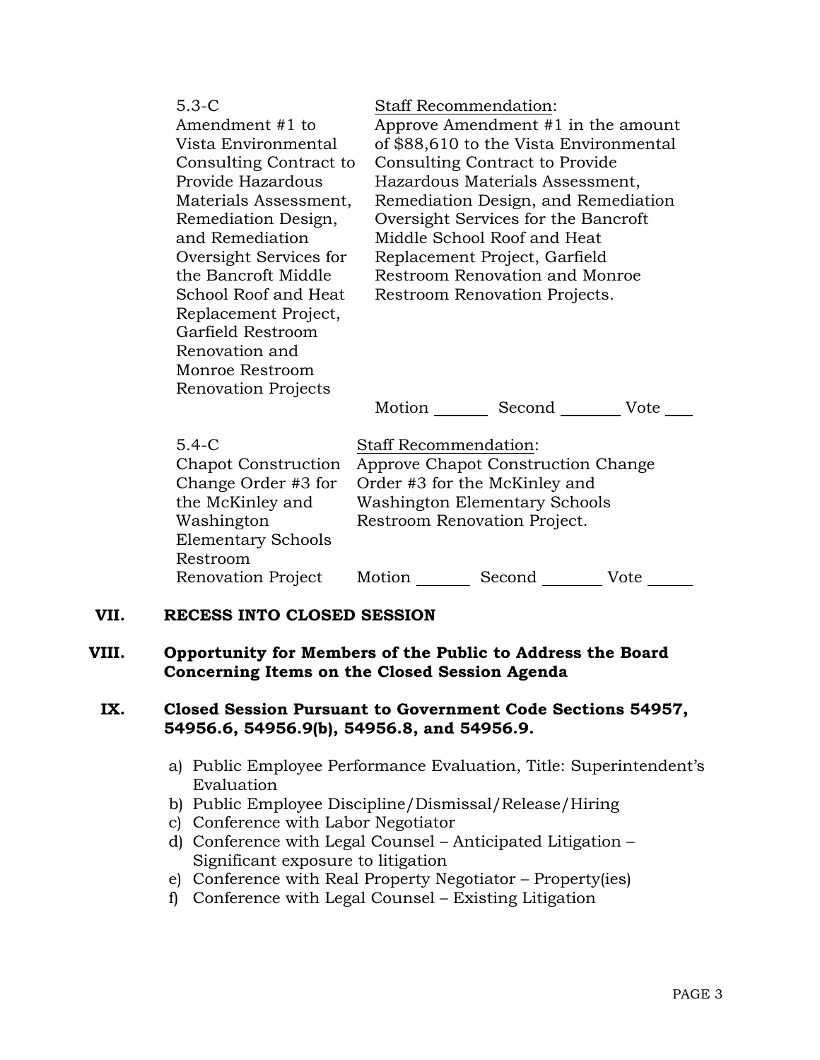| | |
|---|---|
| 5.3-C<br>Amendment #1 to Vista Environmental Consulting Contract to Provide Hazardous Materials Assessment, Remediation Design, and Remediation Oversight Services for the Bancroft Middle School Roof and Heat Replacement Project, Garfield Restroom Renovation and Monroe Restroom Renovation Projects | <u>Staff Recommendation</u>:<br>Approve Amendment #1 in the amount of $88,610 to the Vista Environmental Consulting Contract to Provide Hazardous Materials Assessment, Remediation Design, and Remediation Oversight Services for the Bancroft Middle School Roof and Heat Replacement Project, Garfield Restroom Renovation and Monroe Restroom Renovation Projects.<br><br>Motion _______ Second _______ Vote ___ |
| 5.4-C<br>Chapot Construction Change Order #3 for the McKinley and Washington Elementary Schools Restroom Renovation Project | <u>Staff Recommendation</u>:<br>Approve Chapot Construction Change Order #3 for the McKinley and Washington Elementary Schools Restroom Renovation Project.<br><br>Motion _______ Second _______ Vote ______ |

## VII. RECESS INTO CLOSED SESSION

## VIII. Opportunity for Members of the Public to Address the Board Concerning Items on the Closed Session Agenda

## IX. Closed Session Pursuant to Government Code Sections 54957, 54956.6, 54956.9(b), 54956.8, and 54956.9.

a) Public Employee Performance Evaluation, Title: Superintendent's Evaluation
b) Public Employee Discipline/Dismissal/Release/Hiring
c) Conference with Labor Negotiator
d) Conference with Legal Counsel – Anticipated Litigation – Significant exposure to litigation
e) Conference with Real Property Negotiator – Property(ies)
f) Conference with Legal Counsel – Existing Litigation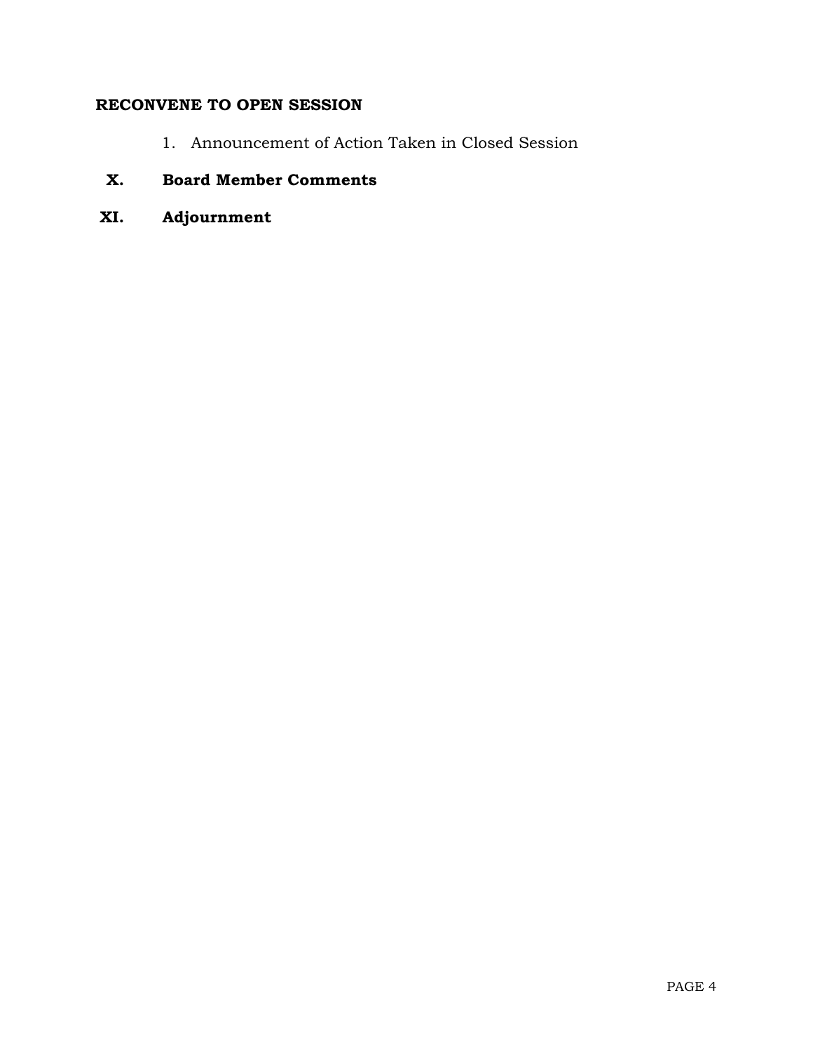**RECONVENE TO OPEN SESSION**

1. Announcement of Action Taken in Closed Session

**X. Board Member Comments**

**XI. Adjournment**